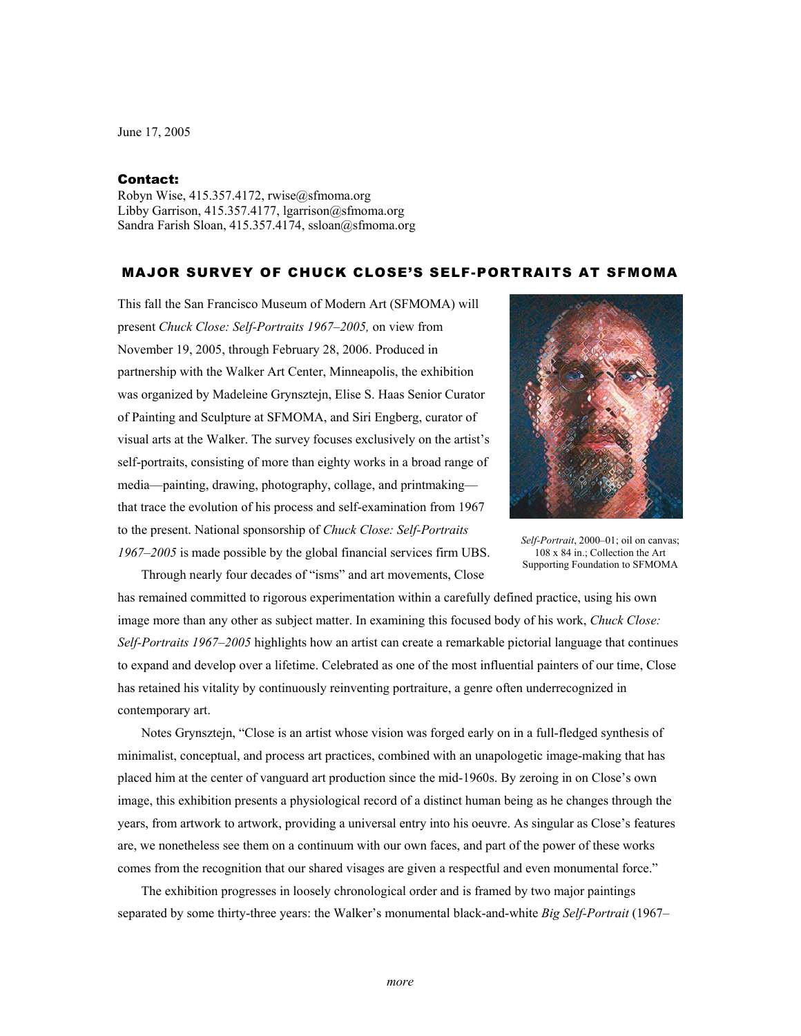June 17, 2005

**Contact:**
Robyn Wise, 415.357.4172, rwise@sfmoma.org
Libby Garrison, 415.357.4177, lgarrison@sfmoma.org
Sandra Farish Sloan, 415.357.4174, ssloan@sfmoma.org

## MAJOR SURVEY OF CHUCK CLOSE'S SELF-PORTRAITS AT SFMOMA

This fall the San Francisco Museum of Modern Art (SFMOMA) will present *Chuck Close: Self-Portraits 1967–2005,* on view from November 19, 2005, through February 28, 2006. Produced in partnership with the Walker Art Center, Minneapolis, the exhibition was organized by Madeleine Grynsztejn, Elise S. Haas Senior Curator of Painting and Sculpture at SFMOMA, and Siri Engberg, curator of visual arts at the Walker. The survey focuses exclusively on the artist's self-portraits, consisting of more than eighty works in a broad range of media—painting, drawing, photography, collage, and printmaking—that trace the evolution of his process and self-examination from 1967 to the present. National sponsorship of *Chuck Close: Self-Portraits 1967–2005* is made possible by the global financial services firm UBS.

*Self-Portrait*, 2000–01; oil on canvas; 108 x 84 in.; Collection the Art Supporting Foundation to SFMOMA

Through nearly four decades of "isms" and art movements, Close has remained committed to rigorous experimentation within a carefully defined practice, using his own image more than any other as subject matter. In examining this focused body of his work, *Chuck Close: Self-Portraits 1967–2005* highlights how an artist can create a remarkable pictorial language that continues to expand and develop over a lifetime. Celebrated as one of the most influential painters of our time, Close has retained his vitality by continuously reinventing portraiture, a genre often underrecognized in contemporary art.

Notes Grynsztejn, "Close is an artist whose vision was forged early on in a full-fledged synthesis of minimalist, conceptual, and process art practices, combined with an unapologetic image-making that has placed him at the center of vanguard art production since the mid-1960s. By zeroing in on Close's own image, this exhibition presents a physiological record of a distinct human being as he changes through the years, from artwork to artwork, providing a universal entry into his oeuvre. As singular as Close's features are, we nonetheless see them on a continuum with our own faces, and part of the power of these works comes from the recognition that our shared visages are given a respectful and even monumental force."

The exhibition progresses in loosely chronological order and is framed by two major paintings separated by some thirty-three years: the Walker's monumental black-and-white *Big Self-Portrait* (1967–

*more*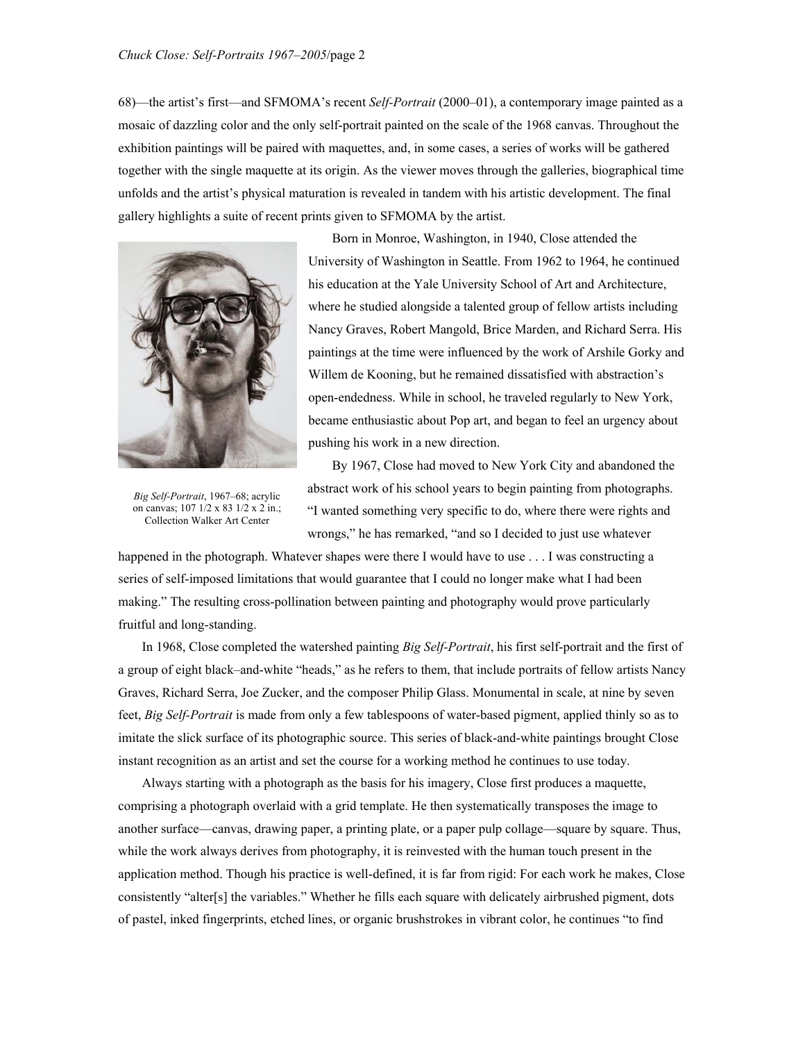68)—the artist's first—and SFMOMA's recent *Self-Portrait* (2000–01), a contemporary image painted as a mosaic of dazzling color and the only self-portrait painted on the scale of the 1968 canvas. Throughout the exhibition paintings will be paired with maquettes, and, in some cases, a series of works will be gathered together with the single maquette at its origin. As the viewer moves through the galleries, biographical time unfolds and the artist's physical maturation is revealed in tandem with his artistic development. The final gallery highlights a suite of recent prints given to SFMOMA by the artist.

*Big Self-Portrait*, 1967–68; acrylic on canvas; 107 1/2 x 83 1/2 x 2 in.; Collection Walker Art Center

Born in Monroe, Washington, in 1940, Close attended the University of Washington in Seattle. From 1962 to 1964, he continued his education at the Yale University School of Art and Architecture, where he studied alongside a talented group of fellow artists including Nancy Graves, Robert Mangold, Brice Marden, and Richard Serra. His paintings at the time were influenced by the work of Arshile Gorky and Willem de Kooning, but he remained dissatisfied with abstraction's open-endedness. While in school, he traveled regularly to New York, became enthusiastic about Pop art, and began to feel an urgency about pushing his work in a new direction.

By 1967, Close had moved to New York City and abandoned the abstract work of his school years to begin painting from photographs. "I wanted something very specific to do, where there were rights and wrongs," he has remarked, "and so I decided to just use whatever happened in the photograph. Whatever shapes were there I would have to use . . . I was constructing a series of self-imposed limitations that would guarantee that I could no longer make what I had been making." The resulting cross-pollination between painting and photography would prove particularly fruitful and long-standing.

In 1968, Close completed the watershed painting *Big Self-Portrait*, his first self-portrait and the first of a group of eight black–and-white "heads," as he refers to them, that include portraits of fellow artists Nancy Graves, Richard Serra, Joe Zucker, and the composer Philip Glass. Monumental in scale, at nine by seven feet, *Big Self-Portrait* is made from only a few tablespoons of water-based pigment, applied thinly so as to imitate the slick surface of its photographic source. This series of black-and-white paintings brought Close instant recognition as an artist and set the course for a working method he continues to use today.

Always starting with a photograph as the basis for his imagery, Close first produces a maquette, comprising a photograph overlaid with a grid template. He then systematically transposes the image to another surface—canvas, drawing paper, a printing plate, or a paper pulp collage—square by square. Thus, while the work always derives from photography, it is reinvested with the human touch present in the application method. Though his practice is well-defined, it is far from rigid: For each work he makes, Close consistently "alter[s] the variables." Whether he fills each square with delicately airbrushed pigment, dots of pastel, inked fingerprints, etched lines, or organic brushstrokes in vibrant color, he continues "to find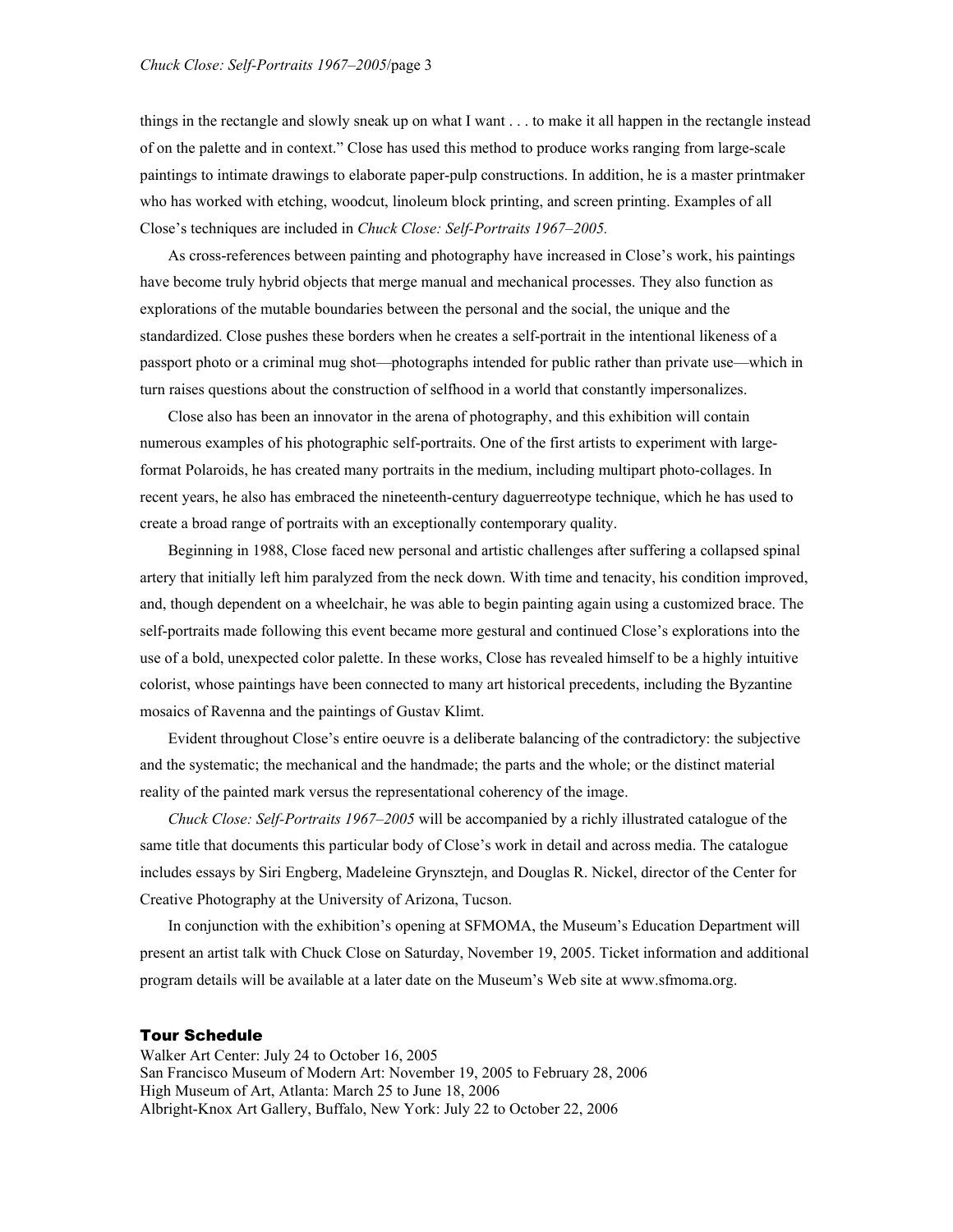things in the rectangle and slowly sneak up on what I want . . . to make it all happen in the rectangle instead of on the palette and in context." Close has used this method to produce works ranging from large-scale paintings to intimate drawings to elaborate paper-pulp constructions. In addition, he is a master printmaker who has worked with etching, woodcut, linoleum block printing, and screen printing. Examples of all Close's techniques are included in *Chuck Close: Self-Portraits 1967–2005.*

As cross-references between painting and photography have increased in Close's work, his paintings have become truly hybrid objects that merge manual and mechanical processes. They also function as explorations of the mutable boundaries between the personal and the social, the unique and the standardized. Close pushes these borders when he creates a self-portrait in the intentional likeness of a passport photo or a criminal mug shot—photographs intended for public rather than private use—which in turn raises questions about the construction of selfhood in a world that constantly impersonalizes.

Close also has been an innovator in the arena of photography, and this exhibition will contain numerous examples of his photographic self-portraits. One of the first artists to experiment with large-format Polaroids, he has created many portraits in the medium, including multipart photo-collages. In recent years, he also has embraced the nineteenth-century daguerreotype technique, which he has used to create a broad range of portraits with an exceptionally contemporary quality.

Beginning in 1988, Close faced new personal and artistic challenges after suffering a collapsed spinal artery that initially left him paralyzed from the neck down. With time and tenacity, his condition improved, and, though dependent on a wheelchair, he was able to begin painting again using a customized brace. The self-portraits made following this event became more gestural and continued Close's explorations into the use of a bold, unexpected color palette. In these works, Close has revealed himself to be a highly intuitive colorist, whose paintings have been connected to many art historical precedents, including the Byzantine mosaics of Ravenna and the paintings of Gustav Klimt.

Evident throughout Close's entire oeuvre is a deliberate balancing of the contradictory: the subjective and the systematic; the mechanical and the handmade; the parts and the whole; or the distinct material reality of the painted mark versus the representational coherency of the image.

*Chuck Close: Self-Portraits 1967–2005* will be accompanied by a richly illustrated catalogue of the same title that documents this particular body of Close's work in detail and across media. The catalogue includes essays by Siri Engberg, Madeleine Grynsztejn, and Douglas R. Nickel, director of the Center for Creative Photography at the University of Arizona, Tucson.

In conjunction with the exhibition's opening at SFMOMA, the Museum's Education Department will present an artist talk with Chuck Close on Saturday, November 19, 2005. Ticket information and additional program details will be available at a later date on the Museum's Web site at www.sfmoma.org.

## Tour Schedule

Walker Art Center: July 24 to October 16, 2005
San Francisco Museum of Modern Art: November 19, 2005 to February 28, 2006
High Museum of Art, Atlanta: March 25 to June 18, 2006
Albright-Knox Art Gallery, Buffalo, New York: July 22 to October 22, 2006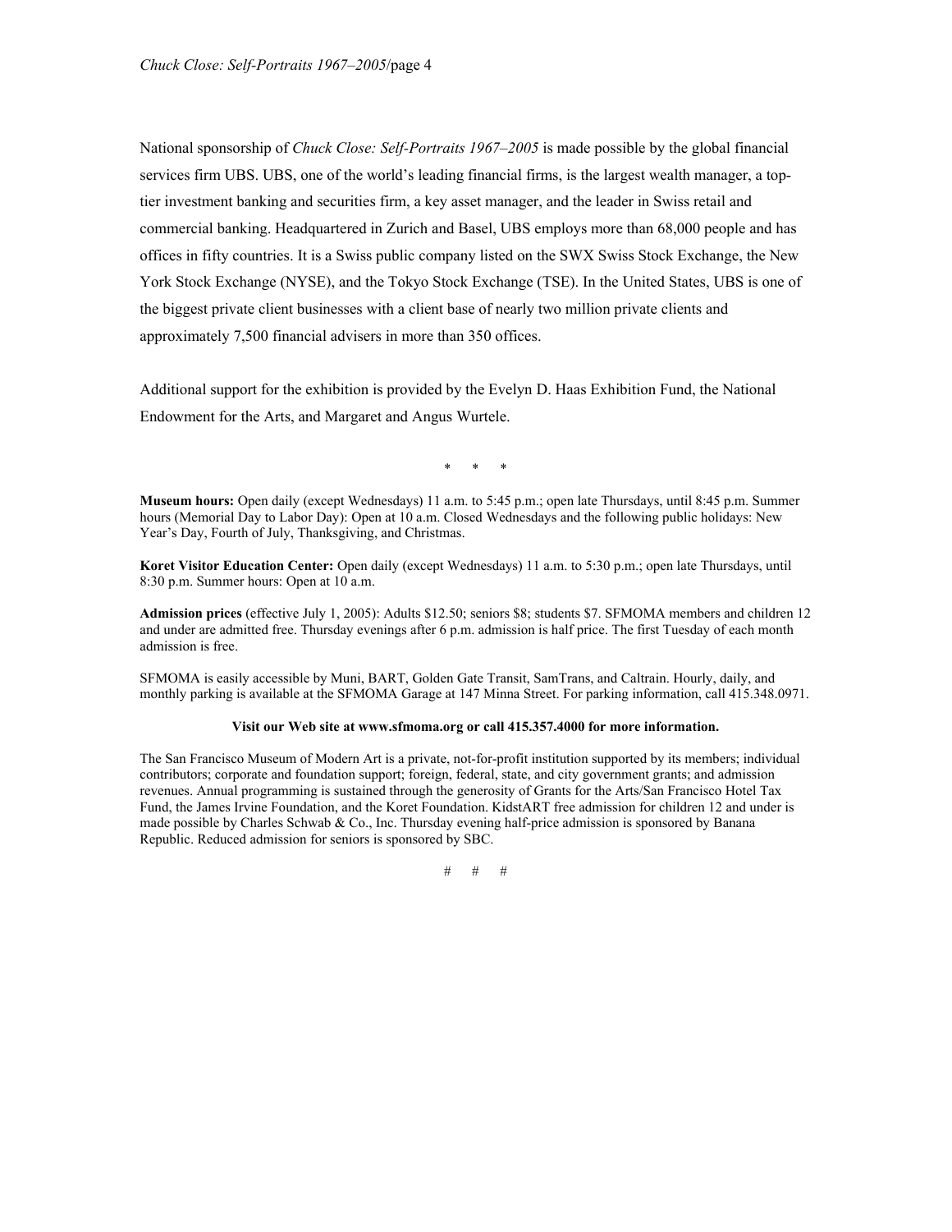National sponsorship of *Chuck Close: Self-Portraits 1967–2005* is made possible by the global financial services firm UBS. UBS, one of the world's leading financial firms, is the largest wealth manager, a top-tier investment banking and securities firm, a key asset manager, and the leader in Swiss retail and commercial banking. Headquartered in Zurich and Basel, UBS employs more than 68,000 people and has offices in fifty countries. It is a Swiss public company listed on the SWX Swiss Stock Exchange, the New York Stock Exchange (NYSE), and the Tokyo Stock Exchange (TSE). In the United States, UBS is one of the biggest private client businesses with a client base of nearly two million private clients and approximately 7,500 financial advisers in more than 350 offices.

Additional support for the exhibition is provided by the Evelyn D. Haas Exhibition Fund, the National Endowment for the Arts, and Margaret and Angus Wurtele.

\* \* \*

**Museum hours:** Open daily (except Wednesdays) 11 a.m. to 5:45 p.m.; open late Thursdays, until 8:45 p.m. Summer hours (Memorial Day to Labor Day): Open at 10 a.m. Closed Wednesdays and the following public holidays: New Year's Day, Fourth of July, Thanksgiving, and Christmas.

**Koret Visitor Education Center:** Open daily (except Wednesdays) 11 a.m. to 5:30 p.m.; open late Thursdays, until 8:30 p.m. Summer hours: Open at 10 a.m.

**Admission prices** (effective July 1, 2005): Adults $12.50; seniors $8; students $7. SFMOMA members and children 12 and under are admitted free. Thursday evenings after 6 p.m. admission is half price. The first Tuesday of each month admission is free.

SFMOMA is easily accessible by Muni, BART, Golden Gate Transit, SamTrans, and Caltrain. Hourly, daily, and monthly parking is available at the SFMOMA Garage at 147 Minna Street. For parking information, call 415.348.0971.

**Visit our Web site at www.sfmoma.org or call 415.357.4000 for more information.**

The San Francisco Museum of Modern Art is a private, not-for-profit institution supported by its members; individual contributors; corporate and foundation support; foreign, federal, state, and city government grants; and admission revenues. Annual programming is sustained through the generosity of Grants for the Arts/San Francisco Hotel Tax Fund, the James Irvine Foundation, and the Koret Foundation. KidstART free admission for children 12 and under is made possible by Charles Schwab & Co., Inc. Thursday evening half-price admission is sponsored by Banana Republic. Reduced admission for seniors is sponsored by SBC.

# # #